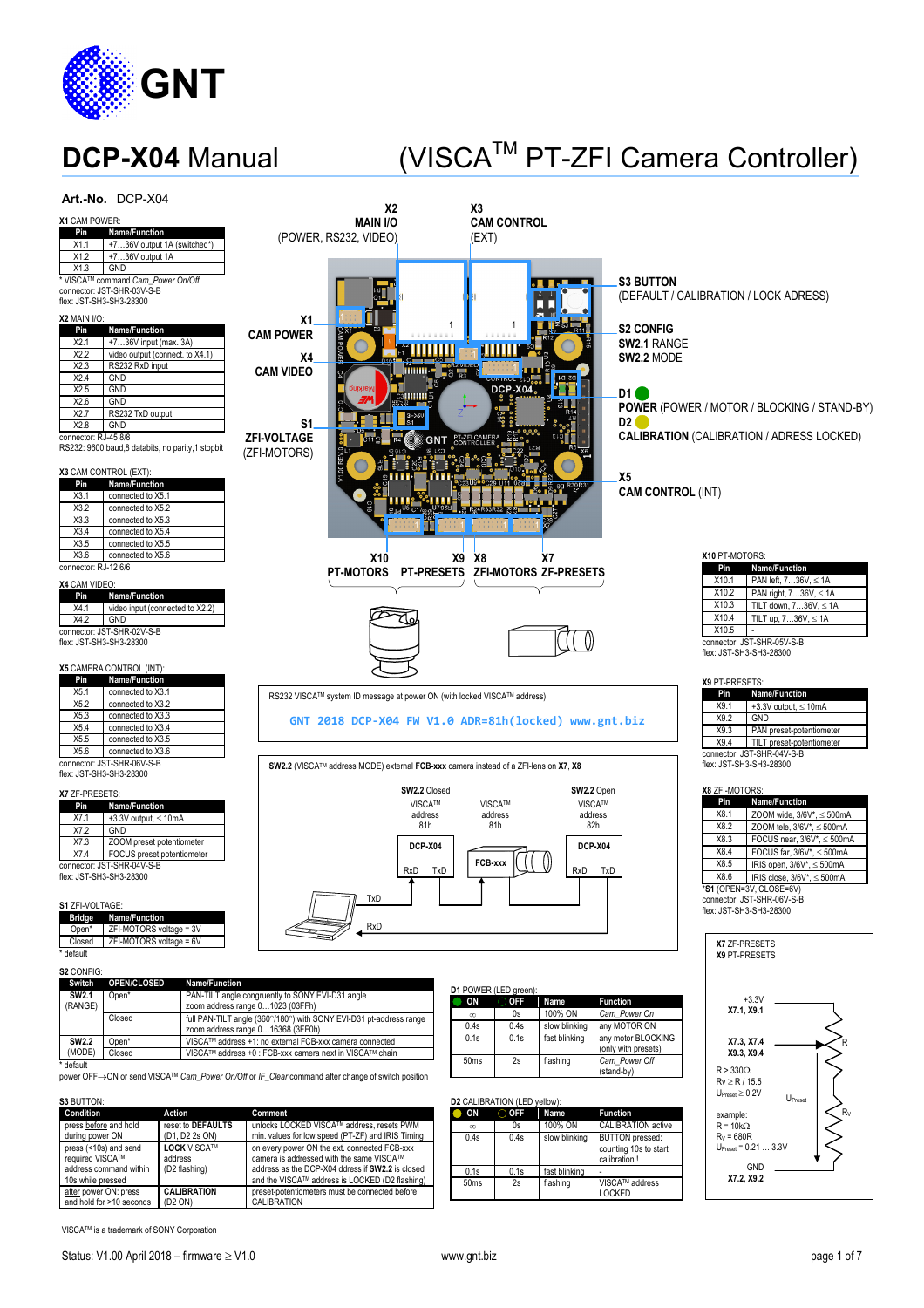# DCP-X04 Manual (VISCA™ PT-ZFI Camera Controller)

**Art.-No.** DCP-X04

**X1** CAM POWER:

| Pin | Name/Function |
|---|---|
| X1.1 | +7…36V output 1A (switched*) |
| X1.2 | +7…36V output 1A |
| X1.3 | GND |

\* VISCA™ command *Cam_Power On/Off*
connector: JST-SHR-03V-S-B
flex: JST-SH3-SH3-28300

**X2** MAIN I/O:

| Pin | Name/Function |
|---|---|
| X2.1 | +7…36V input (max. 3A) |
| X2.2 | video output (connect. to X4.1) |
| X2.3 | RS232 RxD input |
| X2.4 | GND |
| X2.5 | GND |
| X2.6 | GND |
| X2.7 | RS232 TxD output |
| X2.8 | GND |

connector: RJ-45 8/8
RS232: 9600 baud,8 databits, no parity,1 stopbit

**X3** CAM CONTROL (EXT):

| Pin | Name/Function |
|---|---|
| X3.1 | connected to X5.1 |
| X3.2 | connected to X5.2 |
| X3.3 | connected to X5.3 |
| X3.4 | connected to X5.4 |
| X3.5 | connected to X5.5 |
| X3.6 | connected to X5.6 |

connector: RJ-12 6/6

**X4** CAM VIDEO:

| Pin | Name/Function |
|---|---|
| X4.1 | video input (connected to X2.2) |
| X4.2 | GND |

connector: JST-SHR-02V-S-B
flex: JST-SH3-SH3-28300

**X5** CAMERA CONTROL (INT):

| Pin | Name/Function |
|---|---|
| X5.1 | connected to X3.1 |
| X5.2 | connected to X3.2 |
| X5.3 | connected to X3.3 |
| X5.4 | connected to X3.4 |
| X5.5 | connected to X3.5 |
| X5.6 | connected to X3.6 |

connector: JST-SHR-06V-S-B
flex: JST-SH3-SH3-28300

**X7** ZF-PRESETS:

| Pin | Name/Function |
|---|---|
| X7.1 | +3.3V output, ≤ 10mA |
| X7.2 | GND |
| X7.3 | ZOOM preset potentiometer |
| X7.4 | FOCUS preset potentiometer |

connector: JST-SHR-04V-S-B
flex: JST-SH3-SH3-28300

**S1** ZFI-VOLTAGE:

| Bridge | Name/Function |
|---|---|
| Open* | ZFI-MOTORS voltage = 3V |
| Closed | ZFI-MOTORS voltage = 6V |

\* default

Board labels: X2 MAIN I/O (POWER, RS232, VIDEO); X3 CAM CONTROL (EXT); X1 CAM POWER; X4 CAM VIDEO; S1 ZFI-VOLTAGE (ZFI-MOTORS); S3 BUTTON (DEFAULT / CALIBRATION / LOCK ADRESS); S2 CONFIG: SW2.1 RANGE, SW2.2 MODE; D1 POWER (POWER / MOTOR / BLOCKING / STAND-BY); D2 CALIBRATION (CALIBRATION / ADRESS LOCKED); X5 CAM CONTROL (INT); X10 PT-MOTORS; X9 PT-PRESETS; X8 ZFI-MOTORS; X7 ZF-PRESETS

RS232 VISCA™ system ID message at power ON (with locked VISCA™ address)

```
GNT 2018 DCP-X04 FW V1.0 ADR=81h(locked) www.gnt.biz
```

**SW2.2** (VISCA™ address MODE) external **FCB-xxx** camera instead of a ZFI-lens on **X7**, **X8**

SW2.2 Closed: DCP-X04 VISCA™ address 81h; FCB-xxx VISCA™ address 81h. SW2.2 Open: DCP-X04 VISCA™ address 82h. (RxD, TxD chain)

**X10** PT-MOTORS:

| Pin | Name/Function |
|---|---|
| X10.1 | PAN left, 7…36V, ≤ 1A |
| X10.2 | PAN right, 7…36V, ≤ 1A |
| X10.3 | TILT down, 7…36V, ≤ 1A |
| X10.4 | TILT up, 7…36V, ≤ 1A |
| X10.5 | - |

connector: JST-SHR-05V-S-B
flex: JST-SH3-SH3-28300

**X9** PT-PRESETS:

| Pin | Name/Function |
|---|---|
| X9.1 | +3.3V output, ≤ 10mA |
| X9.2 | GND |
| X9.3 | PAN preset-potentiometer |
| X9.4 | TILT preset-potentiometer |

connector: JST-SHR-04V-S-B
flex: JST-SH3-SH3-28300

**X8** ZFI-MOTORS:

| Pin | Name/Function |
|---|---|
| X8.1 | ZOOM wide, 3/6V*, ≤ 500mA |
| X8.2 | ZOOM tele, 3/6V*, ≤ 500mA |
| X8.3 | FOCUS near, 3/6V*, ≤ 500mA |
| X8.4 | FOCUS far, 3/6V*, ≤ 500mA |
| X8.5 | IRIS open, 3/6V*, ≤ 500mA |
| X8.6 | IRIS close, 3/6V*, ≤ 500mA |

\***S1** (OPEN=3V, CLOSE=6V)
connector: JST-SHR-06V-S-B
flex: JST-SH3-SH3-28300

**X7** ZF-PRESETS
**X9** PT-PRESETS

+3.3V **X7.1, X9.1**
**X7.3, X7.4 / X9.3, X9.4** (R)
R > 330Ω
$R_V \geq R / 15.5$
$U_{Preset} \geq 0.2V$

example:
R = 10kΩ
$R_V$ = 680R
$U_{Preset}$ = 0.21 … 3.3V

GND **X7.2, X9.2**

**S2** CONFIG:

| Switch | OPEN/CLOSED | Name/Function |
|---|---|---|
| **SW2.1** (RANGE) | Open* | PAN-TILT angle congruently to SONY EVI-D31 angle zoom address range 0…1023 (03FFh) |
| | Closed | full PAN-TILT angle (360°/180°) with SONY EVI-D31 pt-address range zoom address range 0…16368 (3FF0h) |
| **SW2.2** (MODE) | Open* | VISCA™ address +1: no external FCB-xxx camera connected |
| | Closed | VISCA™ address +0 : FCB-xxx camera next in VISCA™ chain |

\* default
power OFF→ON or send VISCA™ *Cam_Power On/Off* or *IF_Clear* command after change of switch position

**D1** POWER (LED green):

| ON | OFF | Name | Function |
|---|---|---|---|
| ∞ | 0s | 100% ON | *Cam_Power On* |
| 0.4s | 0.4s | slow blinking | any MOTOR ON |
| 0.1s | 0.1s | fast blinking | any motor BLOCKING (only with presets) |
| 50ms | 2s | flashing | *Cam_Power Off* (stand-by) |

**S3** BUTTON:

| Condition | Action | Comment |
|---|---|---|
| press before and hold during power ON | reset to **DEFAULTS** (D1, D2 2s ON) | unlocks LOCKED VISCA™ address, resets PWM min. values for low speed (PT-ZF) and IRIS Timing |
| press (<10s) and send required VISCA™ address command within 10s while pressed | **LOCK** VISCA™ address (D2 flashing) | on every power ON the ext. connected FCB-xxx camera is addressed with the same VISCA™ address as the DCP-X04 adress if **SW2.2** is closed and the VISCA™ address is LOCKED (D2 flashing) |
| after power ON: press and hold for >10 seconds | **CALIBRATION** (D2 ON) | preset-potentiometers must be connected before CALIBRATION |

**D2** CALIBRATION (LED yellow):

| ON | OFF | Name | Function |
|---|---|---|---|
| ∞ | 0s | 100% ON | CALIBRATION active |
| 0.4s | 0.4s | slow blinking | BUTTON pressed: counting 10s to start calibration ! |
| 0.1s | 0.1s | fast blinking | - |
| 50ms | 2s | flashing | VISCA™ address LOCKED |

VISCA™ is a trademark of SONY Corporation

Status: V1.00 April 2018 – firmware ≥ V1.0 www.gnt.biz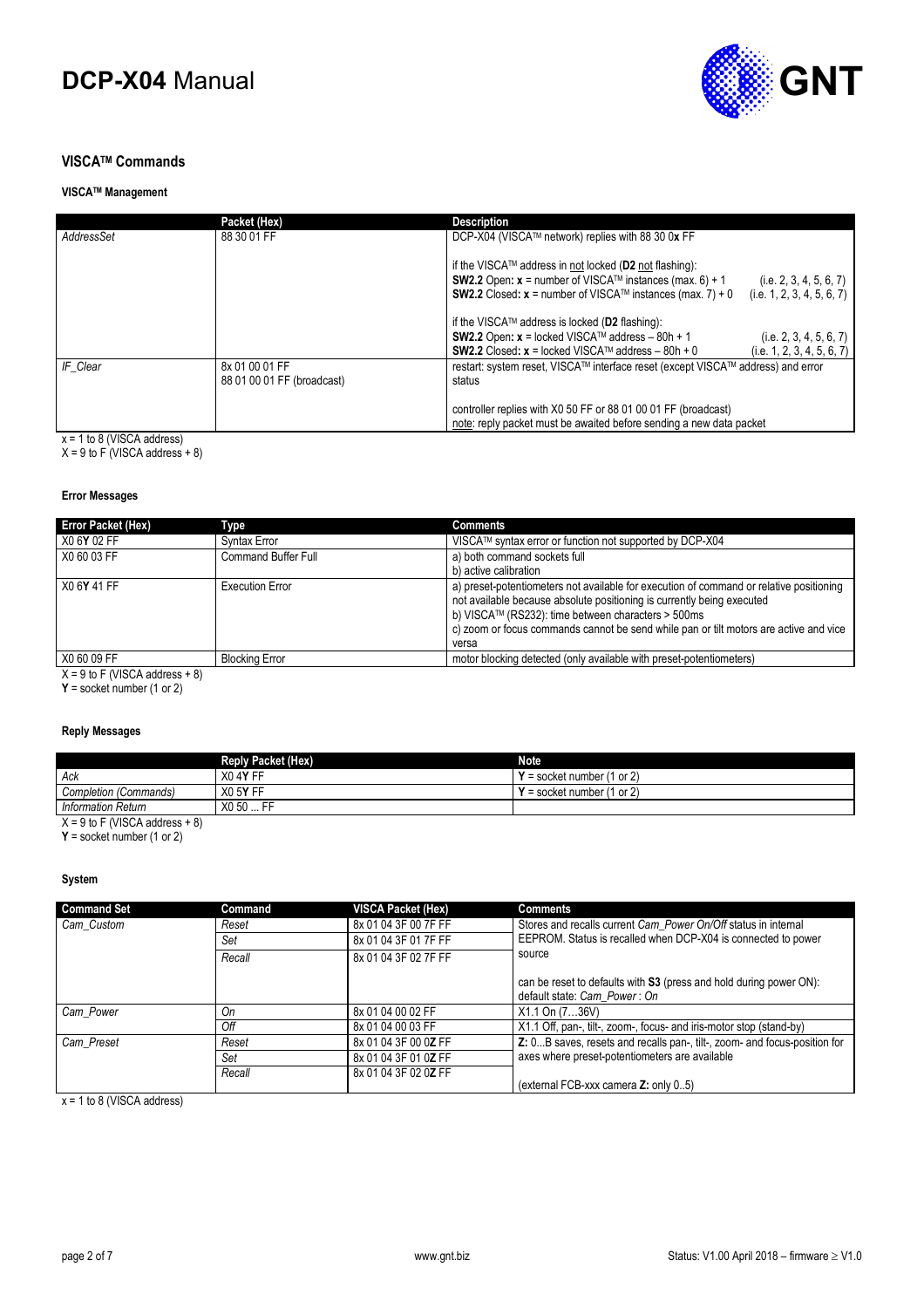## VISCA™ Commands

### VISCA™ Management

| | Packet (Hex) | Description |
|---|---|---|
| *AddressSet* | 88 30 01 FF | DCP-X04 (VISCA™ network) replies with 88 30 0**x** FF<br><br>if the VISCA™ address in not locked (**D2** not flashing):<br>**SW2.2** Open**: x** = number of VISCA™ instances (max. 6) + 1 (i.e. 2, 3, 4, 5, 6, 7)<br>**SW2.2** Closed**: x** = number of VISCA™ instances (max. 7) + 0 (i.e. 1, 2, 3, 4, 5, 6, 7)<br><br>if the VISCA™ address is locked (**D2** flashing):<br>**SW2.2** Open**: x** = locked VISCA™ address – 80h + 1 (i.e. 2, 3, 4, 5, 6, 7)<br>**SW2.2** Closed**: x** = locked VISCA™ address – 80h + 0 (i.e. 1, 2, 3, 4, 5, 6, 7) |
| *IF_Clear* | 8x 01 00 01 FF<br>88 01 00 01 FF (broadcast) | restart: system reset, VISCA™ interface reset (except VISCA™ address) and error status<br><br>controller replies with X0 50 FF or 88 01 00 01 FF (broadcast)<br>note: reply packet must be awaited before sending a new data packet |

x = 1 to 8 (VISCA address)
X = 9 to F (VISCA address + 8)

### Error Messages

| Error Packet (Hex) | Type | Comments |
|---|---|---|
| X0 6**Y** 02 FF | Syntax Error | VISCA™ syntax error or function not supported by DCP-X04 |
| X0 60 03 FF | Command Buffer Full | a) both command sockets full<br>b) active calibration |
| X0 6**Y** 41 FF | Execution Error | a) preset-potentiometers not available for execution of command or relative positioning not available because absolute positioning is currently being executed<br>b) VISCA™ (RS232): time between characters > 500ms<br>c) zoom or focus commands cannot be send while pan or tilt motors are active and vice versa |
| X0 60 09 FF | Blocking Error | motor blocking detected (only available with preset-potentiometers) |

X = 9 to F (VISCA address + 8)
**Y** = socket number (1 or 2)

### Reply Messages

| | Reply Packet (Hex) | Note |
|---|---|---|
| *Ack* | X0 4**Y** FF | **Y** = socket number (1 or 2) |
| *Completion (Commands)* | X0 5**Y** FF | **Y** = socket number (1 or 2) |
| *Information Return* | X0 50 ... FF | |

X = 9 to F (VISCA address + 8)
**Y** = socket number (1 or 2)

### System

| Command Set | Command | VISCA Packet (Hex) | Comments |
|---|---|---|---|
| *Cam_Custom* | *Reset* | 8x 01 04 3F 00 7F FF | Stores and recalls current *Cam_Power On/Off* status in internal EEPROM. Status is recalled when DCP-X04 is connected to power source<br><br>can be reset to defaults with **S3** (press and hold during power ON):<br>default state: *Cam_Power* : *On* |
| | *Set* | 8x 01 04 3F 01 7F FF | |
| | *Recall* | 8x 01 04 3F 02 7F FF | |
| *Cam_Power* | *On* | 8x 01 04 00 02 FF | X1.1 On (7…36V) |
| | *Off* | 8x 01 04 00 03 FF | X1.1 Off, pan-, tilt-, zoom-, focus- and iris-motor stop (stand-by) |
| *Cam_Preset* | *Reset* | 8x 01 04 3F 00 0**Z** FF | **Z:** 0...B saves, resets and recalls pan-, tilt-, zoom- and focus-position for axes where preset-potentiometers are available<br><br>(external FCB-xxx camera **Z:** only 0..5) |
| | *Set* | 8x 01 04 3F 01 0**Z** FF | |
| | *Recall* | 8x 01 04 3F 02 0**Z** FF | |

x = 1 to 8 (VISCA address)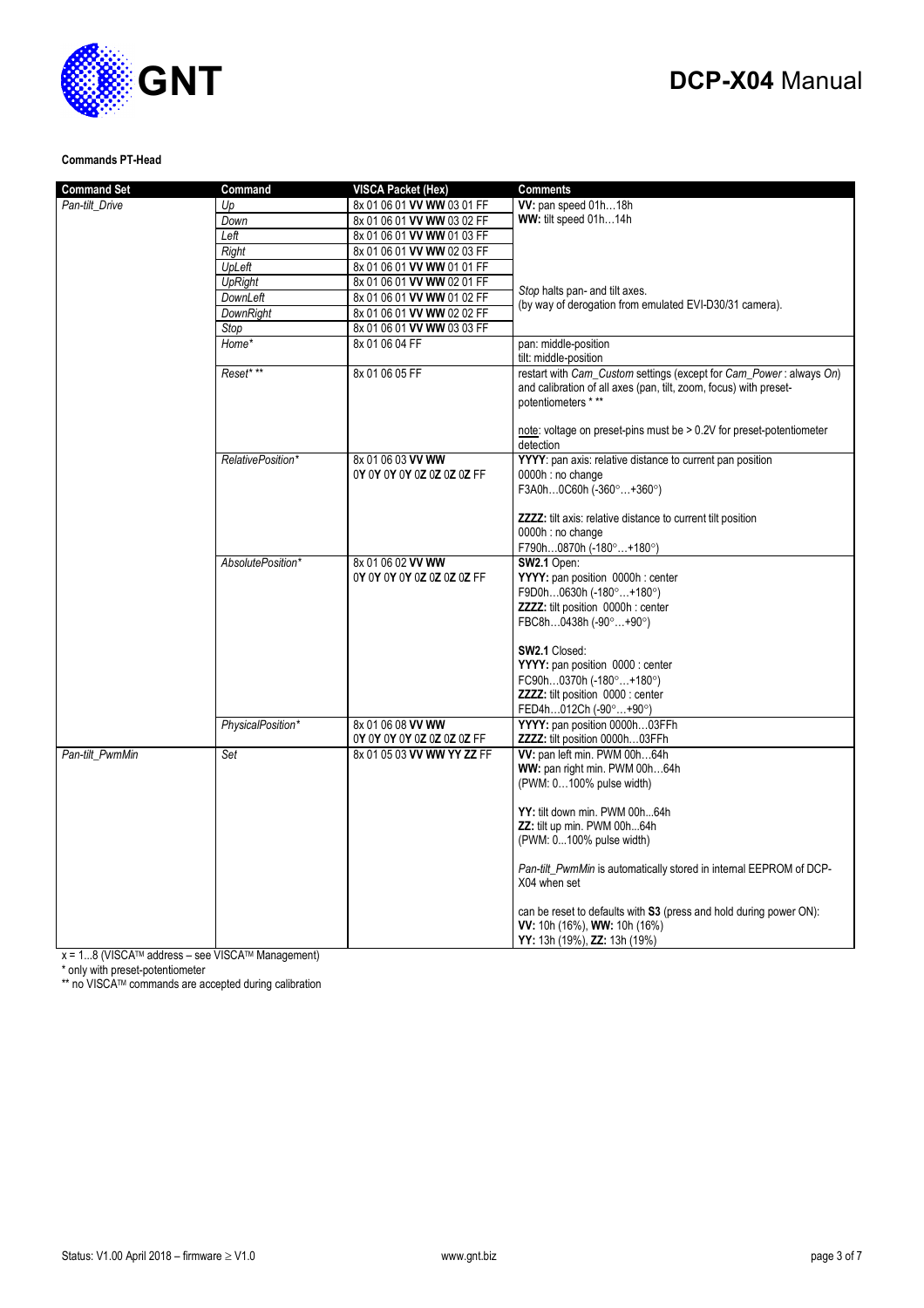**Commands PT-Head**

| Command Set | Command | VISCA Packet (Hex) | Comments |
|---|---|---|---|
| *Pan-tilt_Drive* | *Up* | 8x 01 06 01 **VV WW** 03 01 FF | **VV:** pan speed 01h…18h<br>**WW:** tilt speed 01h…14h |
| | *Down* | 8x 01 06 01 **VV WW** 03 02 FF | |
| | *Left* | 8x 01 06 01 **VV WW** 01 03 FF | |
| | *Right* | 8x 01 06 01 **VV WW** 02 03 FF | |
| | *UpLeft* | 8x 01 06 01 **VV WW** 01 01 FF | |
| | *UpRight* | 8x 01 06 01 **VV WW** 02 01 FF | *Stop* halts pan- and tilt axes.<br>(by way of derogation from emulated EVI-D30/31 camera). |
| | *DownLeft* | 8x 01 06 01 **VV WW** 01 02 FF | |
| | *DownRight* | 8x 01 06 01 **VV WW** 02 02 FF | |
| | *Stop* | 8x 01 06 01 **VV WW** 03 03 FF | |
| | *Home** | 8x 01 06 04 FF | pan: middle-position<br>tilt: middle-position |
| | *Reset* ** | 8x 01 06 05 FF | restart with *Cam_Custom* settings (except for *Cam_Power* : always *On*) and calibration of all axes (pan, tilt, zoom, focus) with preset-potentiometers * **<br><br>note: voltage on preset-pins must be > 0.2V for preset-potentiometer detection |
| | *RelativePosition** | 8x 01 06 03 **VV WW**<br>0**Y** 0**Y** 0**Y** 0**Y** 0**Z** 0**Z** 0**Z** 0**Z** FF | **YYYY**: pan axis: relative distance to current pan position<br>0000h : no change<br>F3A0h…0C60h (-360°…+360°)<br><br>**ZZZZ:** tilt axis: relative distance to current tilt position<br>0000h : no change<br>F790h…0870h (-180°…+180°) |
| | *AbsolutePosition** | 8x 01 06 02 **VV WW**<br>0**Y** 0**Y** 0**Y** 0**Y** 0**Z** 0**Z** 0**Z** 0**Z** FF | **SW2.1** Open:<br>**YYYY:** pan position 0000h : center<br>F9D0h…0630h (-180°…+180°)<br>**ZZZZ:** tilt position 0000h : center<br>FBC8h…0438h (-90°…+90°)<br><br>**SW2.1** Closed:<br>**YYYY:** pan position 0000 : center<br>FC90h…0370h (-180°…+180°)<br>**ZZZZ:** tilt position 0000 : center<br>FED4h…012Ch (-90°…+90°) |
| | *PhysicalPosition** | 8x 01 06 08 **VV WW**<br>0**Y** 0**Y** 0**Y** 0**Y** 0**Z** 0**Z** 0**Z** 0**Z** FF | **YYYY:** pan position 0000h…03FFh<br>**ZZZZ:** tilt position 0000h…03FFh |
| *Pan-tilt_PwmMin* | *Set* | 8x 01 05 03 **VV WW YY ZZ** FF | **VV:** pan left min. PWM 00h…64h<br>**WW:** pan right min. PWM 00h…64h<br>(PWM: 0…100% pulse width)<br><br>**YY:** tilt down min. PWM 00h...64h<br>**ZZ:** tilt up min. PWM 00h...64h<br>(PWM: 0...100% pulse width)<br><br>*Pan-tilt_PwmMin* is automatically stored in internal EEPROM of DCP-X04 when set<br><br>can be reset to defaults with **S3** (press and hold during power ON):<br>**VV:** 10h (16%), **WW:** 10h (16%)<br>**YY:** 13h (19%), **ZZ:** 13h (19%) |

x = 1...8 (VISCA™ address – see VISCA™ Management)
\* only with preset-potentiometer
\** no VISCA™ commands are accepted during calibration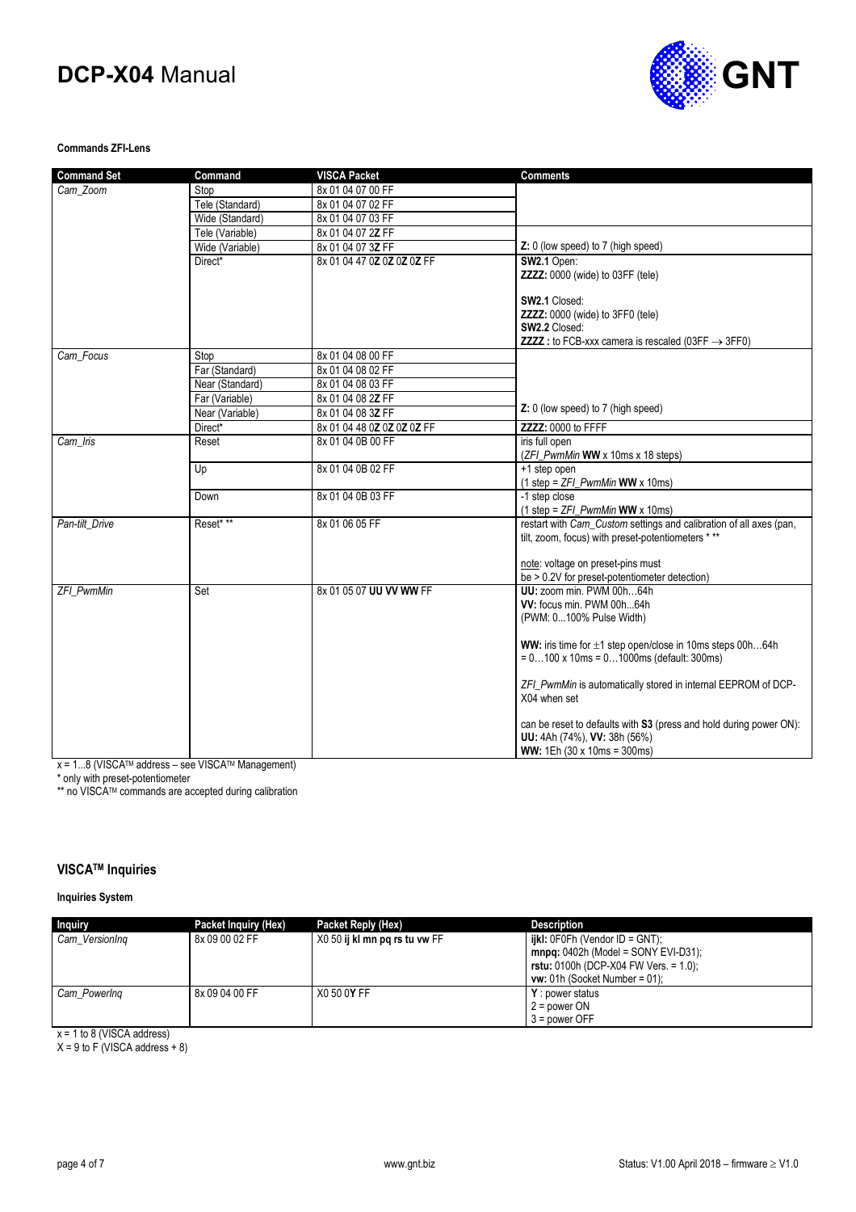**Commands ZFI-Lens**

| Command Set | Command | VISCA Packet | Comments |
|---|---|---|---|
| *Cam_Zoom* | Stop | 8x 01 04 07 00 FF | |
| | Tele (Standard) | 8x 01 04 07 02 FF | |
| | Wide (Standard) | 8x 01 04 07 03 FF | |
| | Tele (Variable) | 8x 01 04 07 2**Z** FF | |
| | Wide (Variable) | 8x 01 04 07 3**Z** FF | **Z:** 0 (low speed) to 7 (high speed) |
| | Direct* | 8x 01 04 47 0**Z** 0**Z** 0**Z** 0**Z** FF | **SW2.1** Open:<br>**ZZZZ:** 0000 (wide) to 03FF (tele)<br><br>**SW2.1** Closed:<br>**ZZZZ:** 0000 (wide) to 3FF0 (tele)<br>**SW2.2** Closed:<br>**ZZZZ :** to FCB-xxx camera is rescaled (03FF → 3FF0) |
| *Cam_Focus* | Stop | 8x 01 04 08 00 FF | |
| | Far (Standard) | 8x 01 04 08 02 FF | |
| | Near (Standard) | 8x 01 04 08 03 FF | |
| | Far (Variable) | 8x 01 04 08 2**Z** FF | |
| | Near (Variable) | 8x 01 04 08 3**Z** FF | **Z:** 0 (low speed) to 7 (high speed) |
| | Direct* | 8x 01 04 48 0**Z** 0**Z** 0**Z** 0**Z** FF | **ZZZZ:** 0000 to FFFF |
| *Cam_Iris* | Reset | 8x 01 04 0B 00 FF | iris full open<br>(*ZFI_PwmMin* **WW** x 10ms x 18 steps) |
| | Up | 8x 01 04 0B 02 FF | +1 step open<br>(1 step = *ZFI_PwmMin* **WW** x 10ms) |
| | Down | 8x 01 04 0B 03 FF | -1 step close<br>(1 step = *ZFI_PwmMin* **WW** x 10ms) |
| *Pan-tilt_Drive* | Reset* ** | 8x 01 06 05 FF | restart with *Cam_Custom* settings and calibration of all axes (pan, tilt, zoom, focus) with preset-potentiometers * **<br><br>note: voltage on preset-pins must be > 0.2V for preset-potentiometer detection) |
| *ZFI_PwmMin* | Set | 8x 01 05 07 **UU VV WW** FF | **UU:** zoom min. PWM 00h…64h<br>**VV:** focus min. PWM 00h...64h<br>(PWM: 0...100% Pulse Width)<br><br>**WW:** iris time for ±1 step open/close in 10ms steps 00h…64h = 0…100 x 10ms = 0…1000ms (default: 300ms)<br><br>*ZFI_PwmMin* is automatically stored in internal EEPROM of DCP-X04 when set<br><br>can be reset to defaults with **S3** (press and hold during power ON):<br>**UU:** 4Ah (74%), **VV:** 38h (56%)<br>**WW:** 1Eh (30 x 10ms = 300ms) |

x = 1...8 (VISCA™ address – see VISCA™ Management)
\* only with preset-potentiometer
\*\* no VISCA™ commands are accepted during calibration

## VISCA™ Inquiries

**Inquiries System**

| Inquiry | Packet Inquiry (Hex) | Packet Reply (Hex) | Description |
|---|---|---|---|
| *Cam_VersionInq* | 8x 09 00 02 FF | X0 50 **ij kl mn pq rs tu vw** FF | **ijkl:** 0F0Fh (Vendor ID = GNT);<br>**mnpq:** 0402h (Model = SONY EVI-D31);<br>**rstu:** 0100h (DCP-X04 FW Vers. = 1.0);<br>**vw:** 01h (Socket Number = 01); |
| *Cam_PowerInq* | 8x 09 04 00 FF | X0 50 0**Y** FF | **Y** : power status<br>2 = power ON<br>3 = power OFF |

x = 1 to 8 (VISCA address)
X = 9 to F (VISCA address + 8)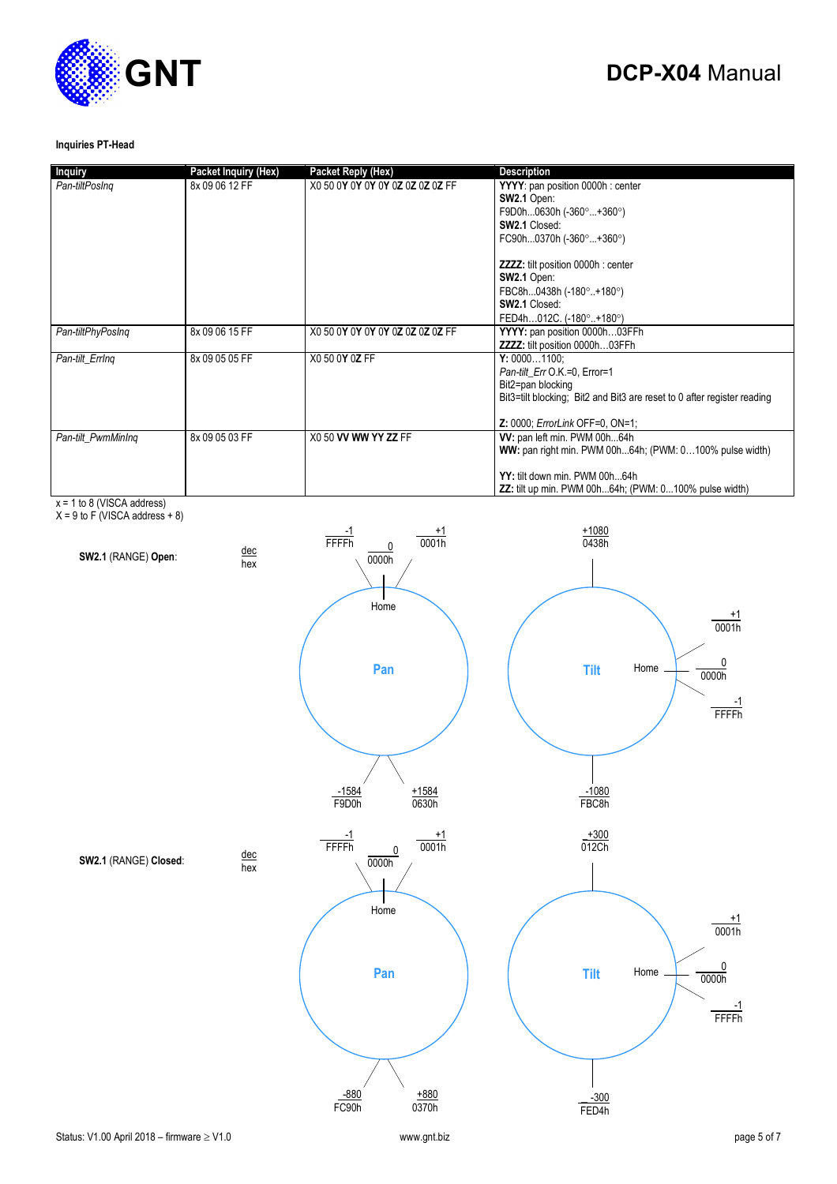**Inquiries PT-Head**

| Inquiry | Packet Inquiry (Hex) | Packet Reply (Hex) | Description |
|---|---|---|---|
| *Pan-tiltPosInq* | 8x 09 06 12 FF | X0 50 0**Y** 0**Y** 0**Y** 0**Y** 0**Z** 0**Z** 0**Z** 0**Z** FF | **YYYY**: pan position 0000h : center<br>**SW2.1** Open:<br>F9D0h...0630h (-360°...+360°)<br>**SW2.1** Closed:<br>FC90h...0370h (-360°...+360°)<br><br>**ZZZZ:** tilt position 0000h : center<br>**SW2.1** Open:<br>FBC8h...0438h (-180°..+180°)<br>**SW2.1** Closed:<br>FED4h…012C. (-180°..+180°) |
| *Pan-tiltPhyPosInq* | 8x 09 06 15 FF | X0 50 0**Y** 0**Y** 0**Y** 0**Y** 0**Z** 0**Z** 0**Z** 0**Z** FF | **YYYY:** pan position 0000h…03FFh<br>**ZZZZ:** tilt position 0000h…03FFh |
| *Pan-tilt_ErrInq* | 8x 09 05 05 FF | X0 50 0**Y** 0**Z** FF | **Y:** 0000…1100;<br>*Pan-tilt_Err* O.K.=0, Error=1<br>Bit2=pan blocking<br>Bit3=tilt blocking; Bit2 and Bit3 are reset to 0 after register reading<br><br>**Z:** 0000; *ErrorLink* OFF=0, ON=1; |
| *Pan-tilt_PwmMinInq* | 8x 09 05 03 FF | X0 50 **VV WW YY ZZ** FF | **VV:** pan left min. PWM 00h...64h<br>**WW:** pan right min. PWM 00h...64h; (PWM: 0…100% pulse width)<br><br>**YY:** tilt down min. PWM 00h...64h<br>**ZZ:** tilt up min. PWM 00h...64h; (PWM: 0...100% pulse width) |

x = 1 to 8 (VISCA address)
X = 9 to F (VISCA address + 8)

**SW2.1** (RANGE) **Open**: (dec / hex)

- Pan: Home = 0 / 0000h; -1 / FFFFh; +1 / 0001h; -1584 / F9D0h; +1584 / 0630h
- Tilt: Home = 0 / 0000h; +1 / 0001h; -1 / FFFFh; +1080 / 0438h; -1080 / FBC8h

**SW2.1** (RANGE) **Closed**: (dec / hex)

- Pan: Home = 0 / 0000h; -1 / FFFFh; +1 / 0001h; -880 / FC90h; +880 / 0370h
- Tilt: Home = 0 / 0000h; +1 / 0001h; -1 / FFFFh; +300 / 012Ch; -300 / FED4h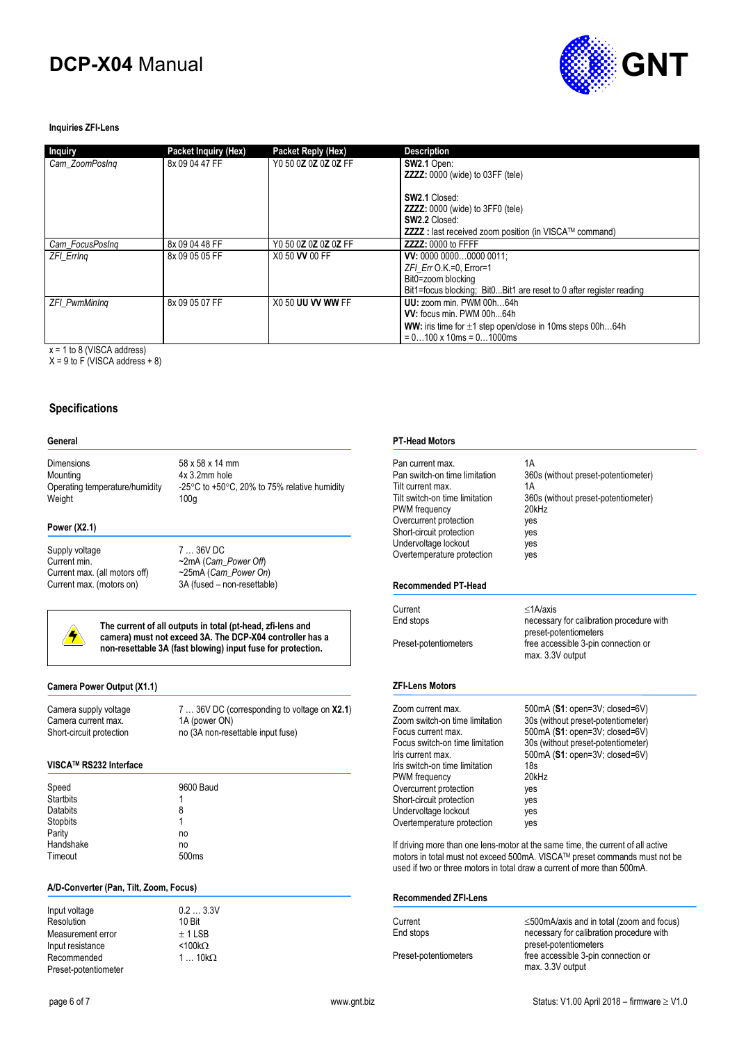#### Inquiries ZFI-Lens

| Inquiry | Packet Inquiry (Hex) | Packet Reply (Hex) | Description |
|---|---|---|---|
| *Cam_ZoomPosInq* | 8x 09 04 47 FF | Y0 50 0**Z** 0**Z** 0**Z** 0**Z** FF | **SW2.1** Open:<br>**ZZZZ:** 0000 (wide) to 03FF (tele)<br><br>**SW2.1** Closed:<br>**ZZZZ:** 0000 (wide) to 3FF0 (tele)<br>**SW2.2** Closed:<br>**ZZZZ :** last received zoom position (in VISCA™ command) |
| *Cam_FocusPosInq* | 8x 09 04 48 FF | Y0 50 0**Z** 0**Z** 0**Z** 0**Z** FF | **ZZZZ:** 0000 to FFFF |
| *ZFI_ErrInq* | 8x 09 05 05 FF | X0 50 **VV** 00 FF | **VV:** 0000 0000…0000 0011;<br>*ZFI_Err* O.K.=0, Error=1<br>Bit0=zoom blocking<br>Bit1=focus blocking; Bit0...Bit1 are reset to 0 after register reading |
| *ZFI_PwmMinInq* | 8x 09 05 07 FF | X0 50 **UU VV WW** FF | **UU:** zoom min. PWM 00h…64h<br>**VV:** focus min. PWM 00h…64h<br>**WW:** iris time for ±1 step open/close in 10ms steps 00h…64h<br>= 0…100 x 10ms = 0…1000ms |

x = 1 to 8 (VISCA address)
X = 9 to F (VISCA address + 8)

### Specifications

#### General

| | |
|---|---|
| Dimensions | 58 x 58 x 14 mm |
| Mounting | 4x 3.2mm hole |
| Operating temperature/humidity | -25°C to +50°C, 20% to 75% relative humidity |
| Weight | 100g |

#### Power (X2.1)

| | |
|---|---|
| Supply voltage | 7 … 36V DC |
| Current min. | ~2mA (*Cam_Power Off*) |
| Current max. (all motors off) | ~25mA (*Cam_Power On*) |
| Current max. (motors on) | 3A (fused – non-resettable) |

> **The current of all outputs in total (pt-head, zfi-lens and camera) must not exceed 3A. The DCP-X04 controller has a non-resettable 3A (fast blowing) input fuse for protection.**

#### Camera Power Output (X1.1)

| | |
|---|---|
| Camera supply voltage | 7 … 36V DC (corresponding to voltage on **X2.1**) |
| Camera current max. | 1A (power ON) |
| Short-circuit protection | no (3A non-resettable input fuse) |

#### VISCA™ RS232 Interface

| | |
|---|---|
| Speed | 9600 Baud |
| Startbits | 1 |
| Databits | 8 |
| Stopbits | 1 |
| Parity | no |
| Handshake | no |
| Timeout | 500ms |

#### A/D-Converter (Pan, Tilt, Zoom, Focus)

| | |
|---|---|
| Input voltage | 0.2 … 3.3V |
| Resolution | 10 Bit |
| Measurement error | ± 1 LSB |
| Input resistance | <100kΩ |
| Recommended Preset-potentiometer | 1 … 10kΩ |

#### PT-Head Motors

| | |
|---|---|
| Pan current max. | 1A |
| Pan switch-on time limitation | 360s (without preset-potentiometer) |
| Tilt current max. | 1A |
| Tilt switch-on time limitation | 360s (without preset-potentiometer) |
| PWM frequency | 20kHz |
| Overcurrent protection | yes |
| Short-circuit protection | yes |
| Undervoltage lockout | yes |
| Overtemperature protection | yes |

#### Recommended PT-Head

| | |
|---|---|
| Current | ≤1A/axis |
| End stops | necessary for calibration procedure with preset-potentiometers |
| Preset-potentiometers | free accessible 3-pin connection or max. 3.3V output |

#### ZFI-Lens Motors

| | |
|---|---|
| Zoom current max. | 500mA (**S1**: open=3V; closed=6V) |
| Zoom switch-on time limitation | 30s (without preset-potentiometer) |
| Focus current max. | 500mA (**S1**: open=3V; closed=6V) |
| Focus switch-on time limitation | 30s (without preset-potentiometer) |
| Iris current max. | 500mA (**S1**: open=3V; closed=6V) |
| Iris switch-on time limitation | 18s |
| PWM frequency | 20kHz |
| Overcurrent protection | yes |
| Short-circuit protection | yes |
| Undervoltage lockout | yes |
| Overtemperature protection | yes |

If driving more than one lens-motor at the same time, the current of all active motors in total must not exceed 500mA. VISCA™ preset commands must not be used if two or three motors in total draw a current of more than 500mA.

#### Recommended ZFI-Lens

| | |
|---|---|
| Current | ≤500mA/axis and in total (zoom and focus) |
| End stops | necessary for calibration procedure with preset-potentiometers |
| Preset-potentiometers | free accessible 3-pin connection or max. 3.3V output |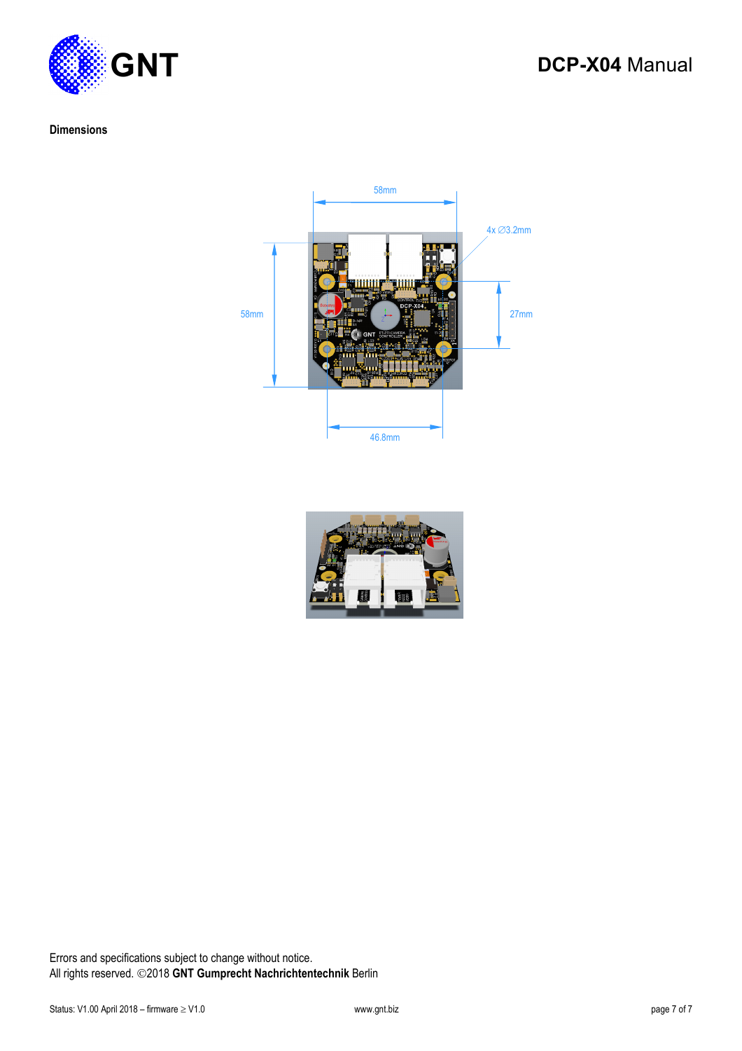**Dimensions**

58mm

4x ∅3.2mm

58mm

27mm

46.8mm

Errors and specifications subject to change without notice.
All rights reserved. ©2018 **GNT Gumprecht Nachrichtentechnik** Berlin

Status: V1.00 April 2018 – firmware ≥ V1.0